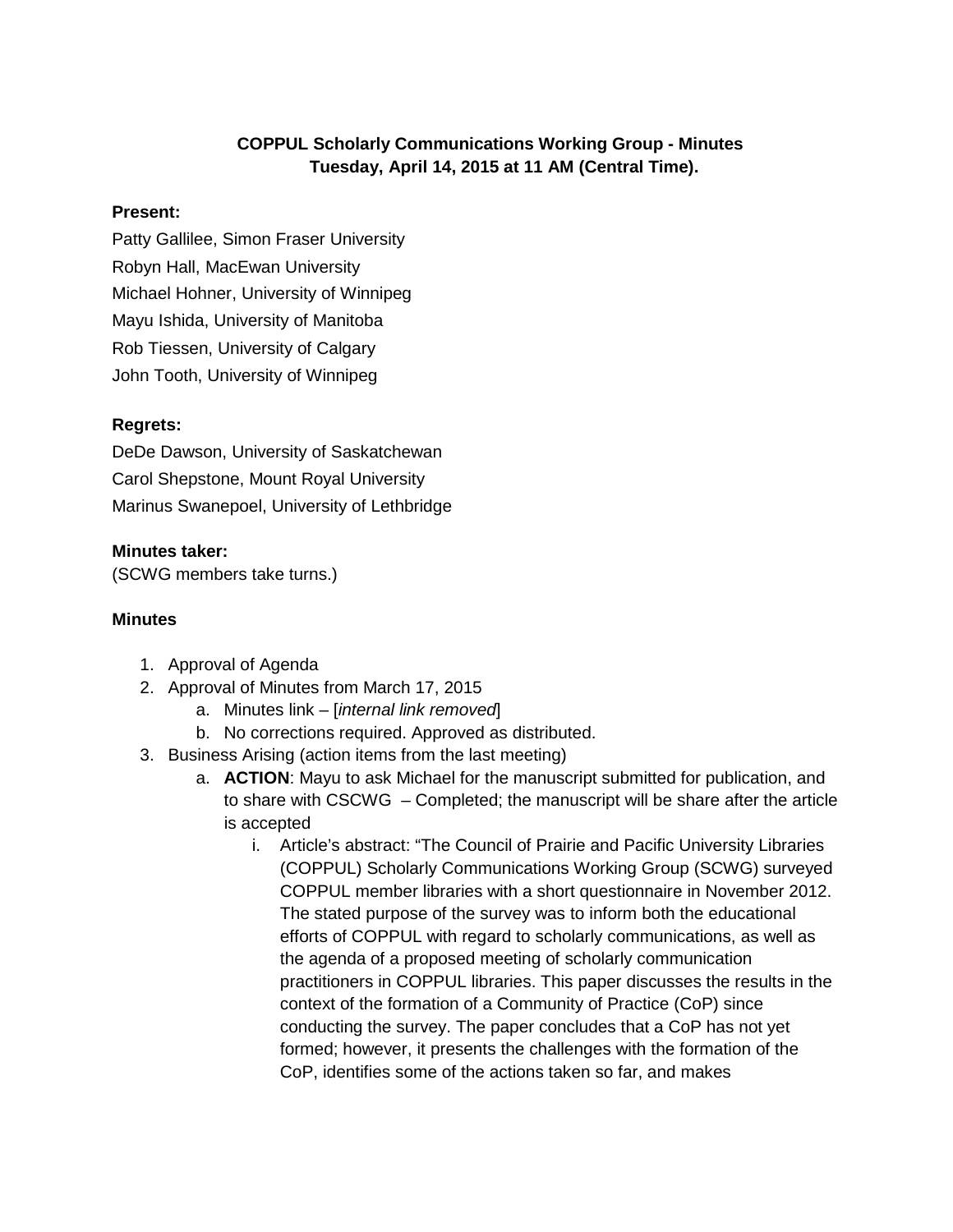**COPPUL Scholarly Communications Working Group - Minutes**
**Tuesday, April 14, 2015 at 11 AM (Central Time).**

**Present:**

Patty Gallilee, Simon Fraser University
Robyn Hall, MacEwan University
Michael Hohner, University of Winnipeg
Mayu Ishida, University of Manitoba
Rob Tiessen, University of Calgary
John Tooth, University of Winnipeg

**Regrets:**

DeDe Dawson, University of Saskatchewan
Carol Shepstone, Mount Royal University
Marinus Swanepoel, University of Lethbridge

**Minutes taker:**

(SCWG members take turns.)

**Minutes**

1. Approval of Agenda
2. Approval of Minutes from March 17, 2015
    a. Minutes link – [*internal link removed*]
    b. No corrections required. Approved as distributed.
3. Business Arising (action items from the last meeting)
    a. **ACTION**: Mayu to ask Michael for the manuscript submitted for publication, and to share with CSCWG – Completed; the manuscript will be share after the article is accepted
        i. Article's abstract: "The Council of Prairie and Pacific University Libraries (COPPUL) Scholarly Communications Working Group (SCWG) surveyed COPPUL member libraries with a short questionnaire in November 2012. The stated purpose of the survey was to inform both the educational efforts of COPPUL with regard to scholarly communications, as well as the agenda of a proposed meeting of scholarly communication practitioners in COPPUL libraries. This paper discusses the results in the context of the formation of a Community of Practice (CoP) since conducting the survey. The paper concludes that a CoP has not yet formed; however, it presents the challenges with the formation of the CoP, identifies some of the actions taken so far, and makes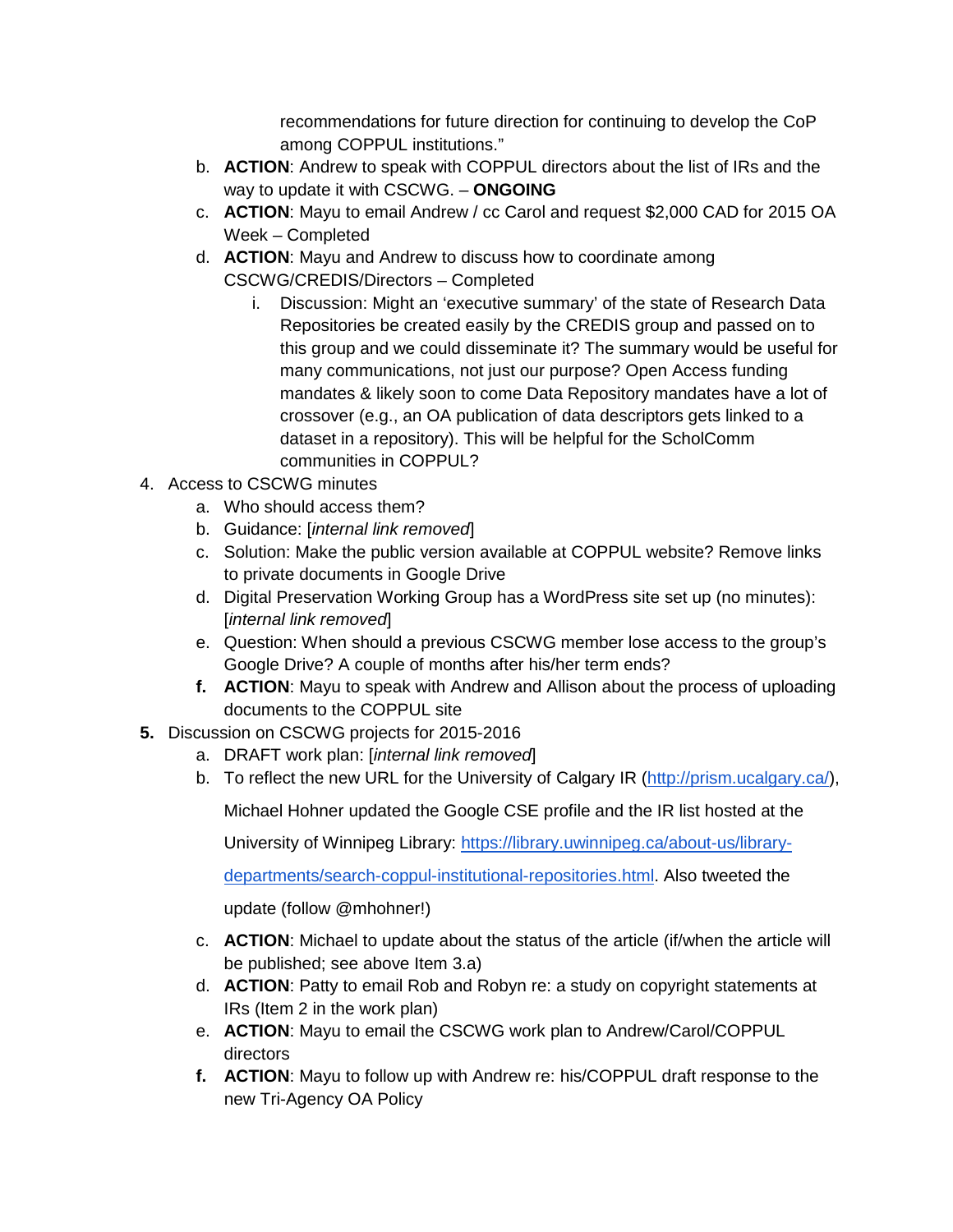recommendations for future direction for continuing to develop the CoP among COPPUL institutions."

b. **ACTION**: Andrew to speak with COPPUL directors about the list of IRs and the way to update it with CSCWG. – **ONGOING**
c. **ACTION**: Mayu to email Andrew / cc Carol and request $2,000 CAD for 2015 OA Week – Completed
d. **ACTION**: Mayu and Andrew to discuss how to coordinate among CSCWG/CREDIS/Directors – Completed
    i. Discussion: Might an 'executive summary' of the state of Research Data Repositories be created easily by the CREDIS group and passed on to this group and we could disseminate it? The summary would be useful for many communications, not just our purpose? Open Access funding mandates & likely soon to come Data Repository mandates have a lot of crossover (e.g., an OA publication of data descriptors gets linked to a dataset in a repository). This will be helpful for the ScholComm communities in COPPUL?

4. Access to CSCWG minutes
    a. Who should access them?
    b. Guidance: [*internal link removed*]
    c. Solution: Make the public version available at COPPUL website? Remove links to private documents in Google Drive
    d. Digital Preservation Working Group has a WordPress site set up (no minutes): [*internal link removed*]
    e. Question: When should a previous CSCWG member lose access to the group's Google Drive? A couple of months after his/her term ends?
    f. **ACTION**: Mayu to speak with Andrew and Allison about the process of uploading documents to the COPPUL site

5. Discussion on CSCWG projects for 2015-2016
    a. DRAFT work plan: [*internal link removed*]
    b. To reflect the new URL for the University of Calgary IR (http://prism.ucalgary.ca/), Michael Hohner updated the Google CSE profile and the IR list hosted at the University of Winnipeg Library: https://library.uwinnipeg.ca/about-us/library-departments/search-coppul-institutional-repositories.html. Also tweeted the update (follow @mhohner!)
    c. **ACTION**: Michael to update about the status of the article (if/when the article will be published; see above Item 3.a)
    d. **ACTION**: Patty to email Rob and Robyn re: a study on copyright statements at IRs (Item 2 in the work plan)
    e. **ACTION**: Mayu to email the CSCWG work plan to Andrew/Carol/COPPUL directors
    f. **ACTION**: Mayu to follow up with Andrew re: his/COPPUL draft response to the new Tri-Agency OA Policy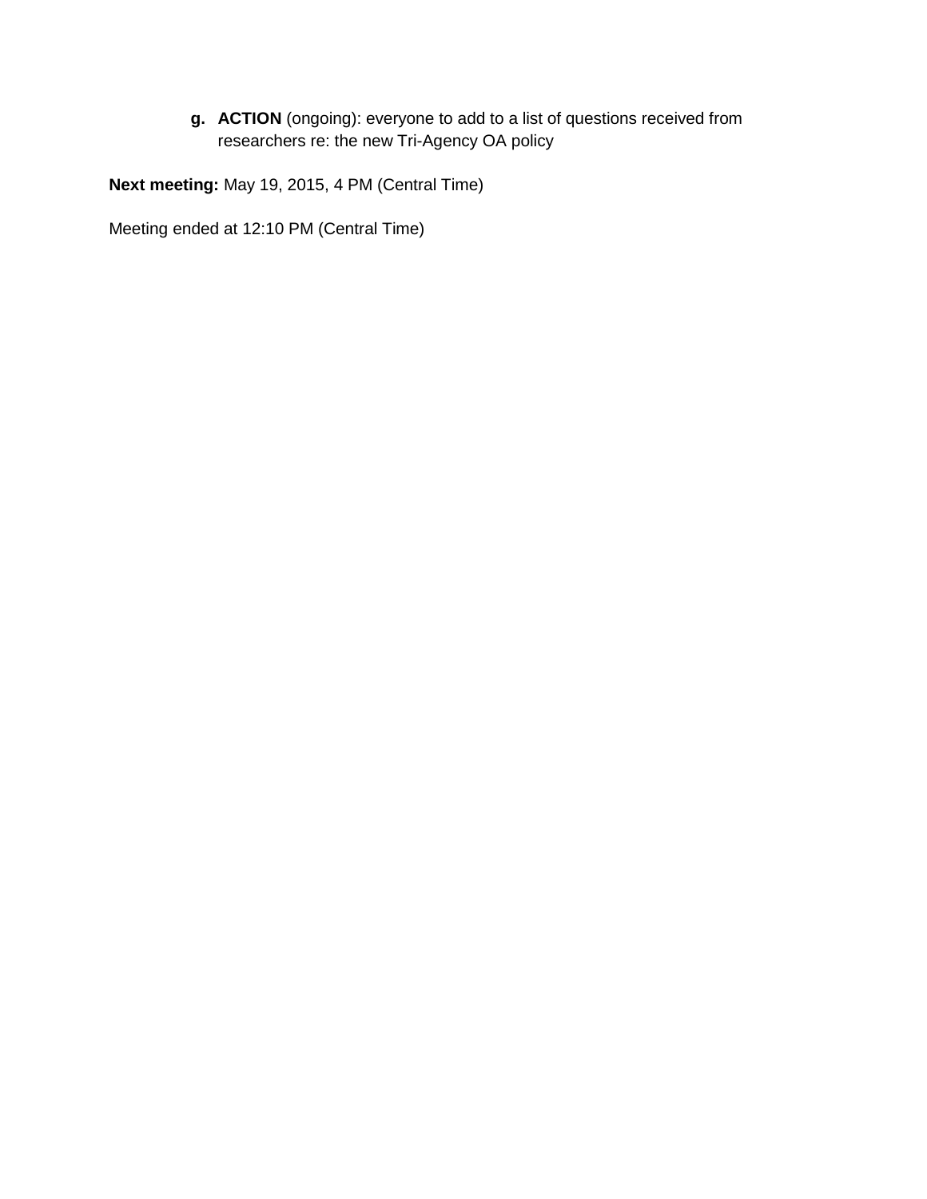g. **ACTION** (ongoing): everyone to add to a list of questions received from researchers re: the new Tri-Agency OA policy

**Next meeting:** May 19, 2015, 4 PM (Central Time)

Meeting ended at 12:10 PM (Central Time)